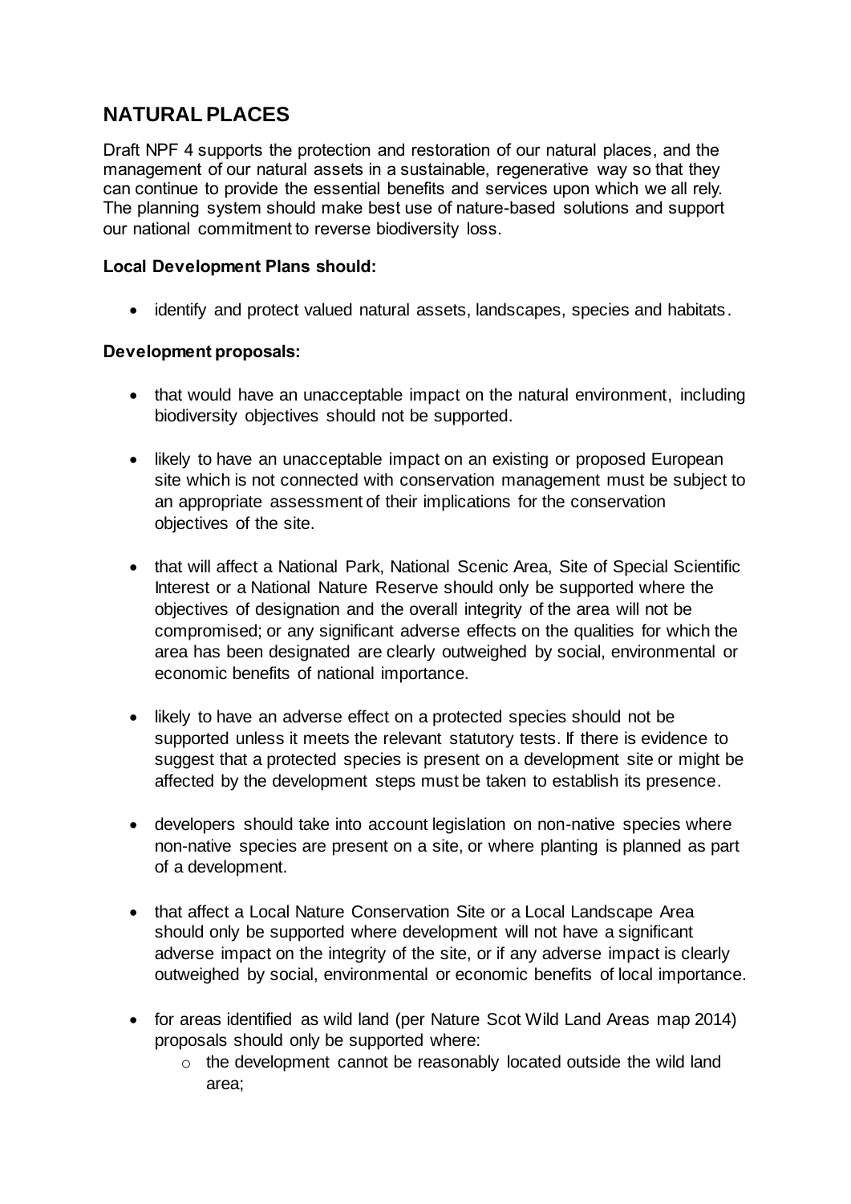## NATURAL PLACES

Draft NPF 4 supports the protection and restoration of our natural places, and the management of our natural assets in a sustainable, regenerative way so that they can continue to provide the essential benefits and services upon which we all rely. The planning system should make best use of nature-based solutions and support our national commitment to reverse biodiversity loss.

**Local Development Plans should:**

- identify and protect valued natural assets, landscapes, species and habitats.

**Development proposals:**

- that would have an unacceptable impact on the natural environment, including biodiversity objectives should not be supported.
- likely to have an unacceptable impact on an existing or proposed European site which is not connected with conservation management must be subject to an appropriate assessment of their implications for the conservation objectives of the site.
- that will affect a National Park, National Scenic Area, Site of Special Scientific Interest or a National Nature Reserve should only be supported where the objectives of designation and the overall integrity of the area will not be compromised; or any significant adverse effects on the qualities for which the area has been designated are clearly outweighed by social, environmental or economic benefits of national importance.
- likely to have an adverse effect on a protected species should not be supported unless it meets the relevant statutory tests. If there is evidence to suggest that a protected species is present on a development site or might be affected by the development steps must be taken to establish its presence.
- developers should take into account legislation on non-native species where non-native species are present on a site, or where planting is planned as part of a development.
- that affect a Local Nature Conservation Site or a Local Landscape Area should only be supported where development will not have a significant adverse impact on the integrity of the site, or if any adverse impact is clearly outweighed by social, environmental or economic benefits of local importance.
- for areas identified as wild land (per Nature Scot Wild Land Areas map 2014) proposals should only be supported where:
  - the development cannot be reasonably located outside the wild land area;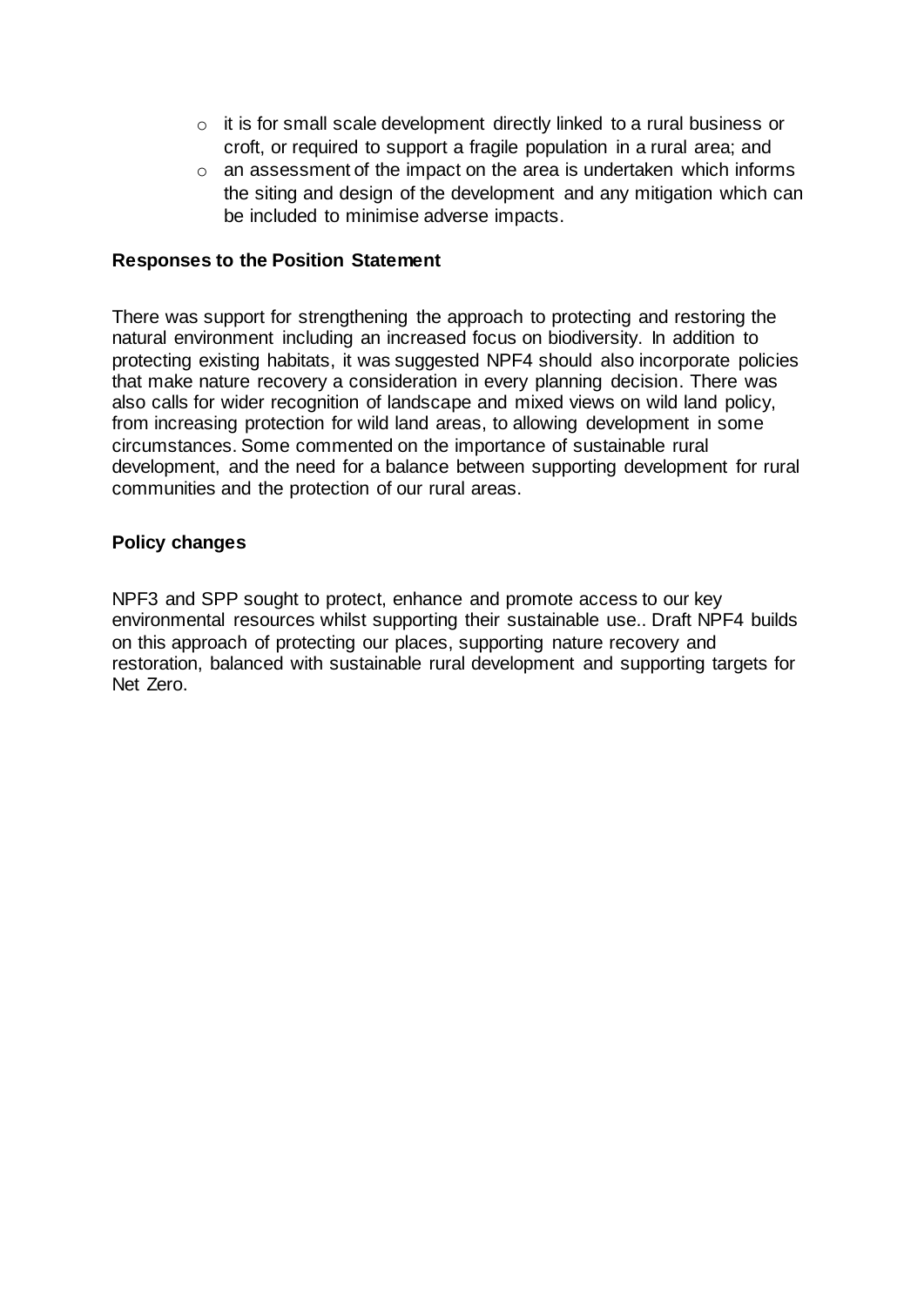- it is for small scale development directly linked to a rural business or croft, or required to support a fragile population in a rural area; and
- an assessment of the impact on the area is undertaken which informs the siting and design of the development and any mitigation which can be included to minimise adverse impacts.

**Responses to the Position Statement**

There was support for strengthening the approach to protecting and restoring the natural environment including an increased focus on biodiversity. In addition to protecting existing habitats, it was suggested NPF4 should also incorporate policies that make nature recovery a consideration in every planning decision. There was also calls for wider recognition of landscape and mixed views on wild land policy, from increasing protection for wild land areas, to allowing development in some circumstances. Some commented on the importance of sustainable rural development, and the need for a balance between supporting development for rural communities and the protection of our rural areas.

**Policy changes**

NPF3 and SPP sought to protect, enhance and promote access to our key environmental resources whilst supporting their sustainable use.. Draft NPF4 builds on this approach of protecting our places, supporting nature recovery and restoration, balanced with sustainable rural development and supporting targets for Net Zero.